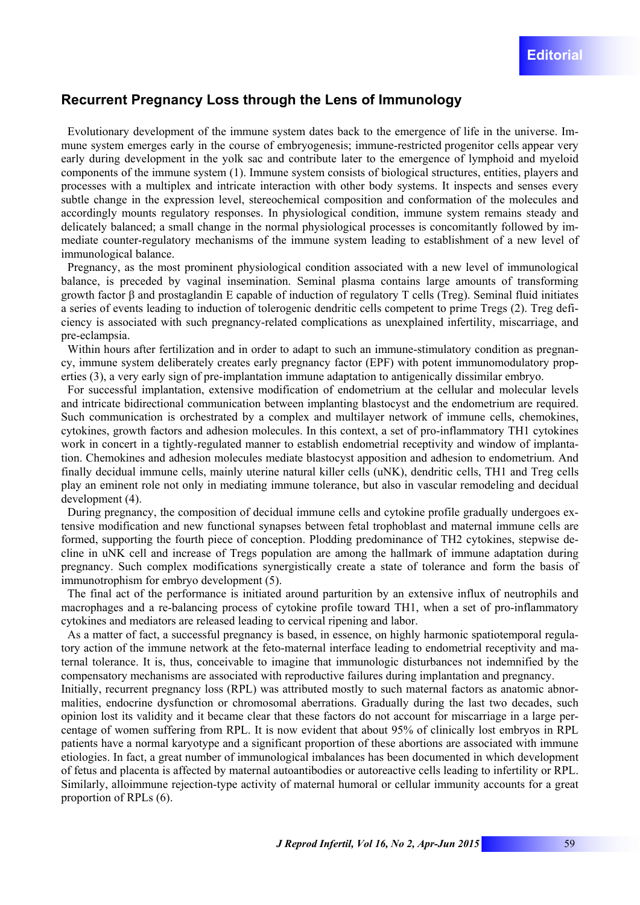Editorial

## Recurrent Pregnancy Loss through the Lens of Immunology

Evolutionary development of the immune system dates back to the emergence of life in the universe. Immune system emerges early in the course of embryogenesis; immune-restricted progenitor cells appear very early during development in the yolk sac and contribute later to the emergence of lymphoid and myeloid components of the immune system (1). Immune system consists of biological structures, entities, players and processes with a multiplex and intricate interaction with other body systems. It inspects and senses every subtle change in the expression level, stereochemical composition and conformation of the molecules and accordingly mounts regulatory responses. In physiological condition, immune system remains steady and delicately balanced; a small change in the normal physiological processes is concomitantly followed by immediate counter-regulatory mechanisms of the immune system leading to establishment of a new level of immunological balance.

Pregnancy, as the most prominent physiological condition associated with a new level of immunological balance, is preceded by vaginal insemination. Seminal plasma contains large amounts of transforming growth factor β and prostaglandin E capable of induction of regulatory T cells (Treg). Seminal fluid initiates a series of events leading to induction of tolerogenic dendritic cells competent to prime Tregs (2). Treg deficiency is associated with such pregnancy-related complications as unexplained infertility, miscarriage, and pre-eclampsia.

Within hours after fertilization and in order to adapt to such an immune-stimulatory condition as pregnancy, immune system deliberately creates early pregnancy factor (EPF) with potent immunomodulatory properties (3), a very early sign of pre-implantation immune adaptation to antigenically dissimilar embryo.

For successful implantation, extensive modification of endometrium at the cellular and molecular levels and intricate bidirectional communication between implanting blastocyst and the endometrium are required. Such communication is orchestrated by a complex and multilayer network of immune cells, chemokines, cytokines, growth factors and adhesion molecules. In this context, a set of pro-inflammatory TH1 cytokines work in concert in a tightly-regulated manner to establish endometrial receptivity and window of implantation. Chemokines and adhesion molecules mediate blastocyst apposition and adhesion to endometrium. And finally decidual immune cells, mainly uterine natural killer cells (uNK), dendritic cells, TH1 and Treg cells play an eminent role not only in mediating immune tolerance, but also in vascular remodeling and decidual development (4).

During pregnancy, the composition of decidual immune cells and cytokine profile gradually undergoes extensive modification and new functional synapses between fetal trophoblast and maternal immune cells are formed, supporting the fourth piece of conception. Plodding predominance of TH2 cytokines, stepwise decline in uNK cell and increase of Tregs population are among the hallmark of immune adaptation during pregnancy. Such complex modifications synergistically create a state of tolerance and form the basis of immunotrophism for embryo development (5).

The final act of the performance is initiated around parturition by an extensive influx of neutrophils and macrophages and a re-balancing process of cytokine profile toward TH1, when a set of pro-inflammatory cytokines and mediators are released leading to cervical ripening and labor.

As a matter of fact, a successful pregnancy is based, in essence, on highly harmonic spatiotemporal regulatory action of the immune network at the feto-maternal interface leading to endometrial receptivity and maternal tolerance. It is, thus, conceivable to imagine that immunologic disturbances not indemnified by the compensatory mechanisms are associated with reproductive failures during implantation and pregnancy.

Initially, recurrent pregnancy loss (RPL) was attributed mostly to such maternal factors as anatomic abnormalities, endocrine dysfunction or chromosomal aberrations. Gradually during the last two decades, such opinion lost its validity and it became clear that these factors do not account for miscarriage in a large percentage of women suffering from RPL. It is now evident that about 95% of clinically lost embryos in RPL patients have a normal karyotype and a significant proportion of these abortions are associated with immune etiologies. In fact, a great number of immunological imbalances has been documented in which development of fetus and placenta is affected by maternal autoantibodies or autoreactive cells leading to infertility or RPL. Similarly, alloimmune rejection-type activity of maternal humoral or cellular immunity accounts for a great proportion of RPLs (6).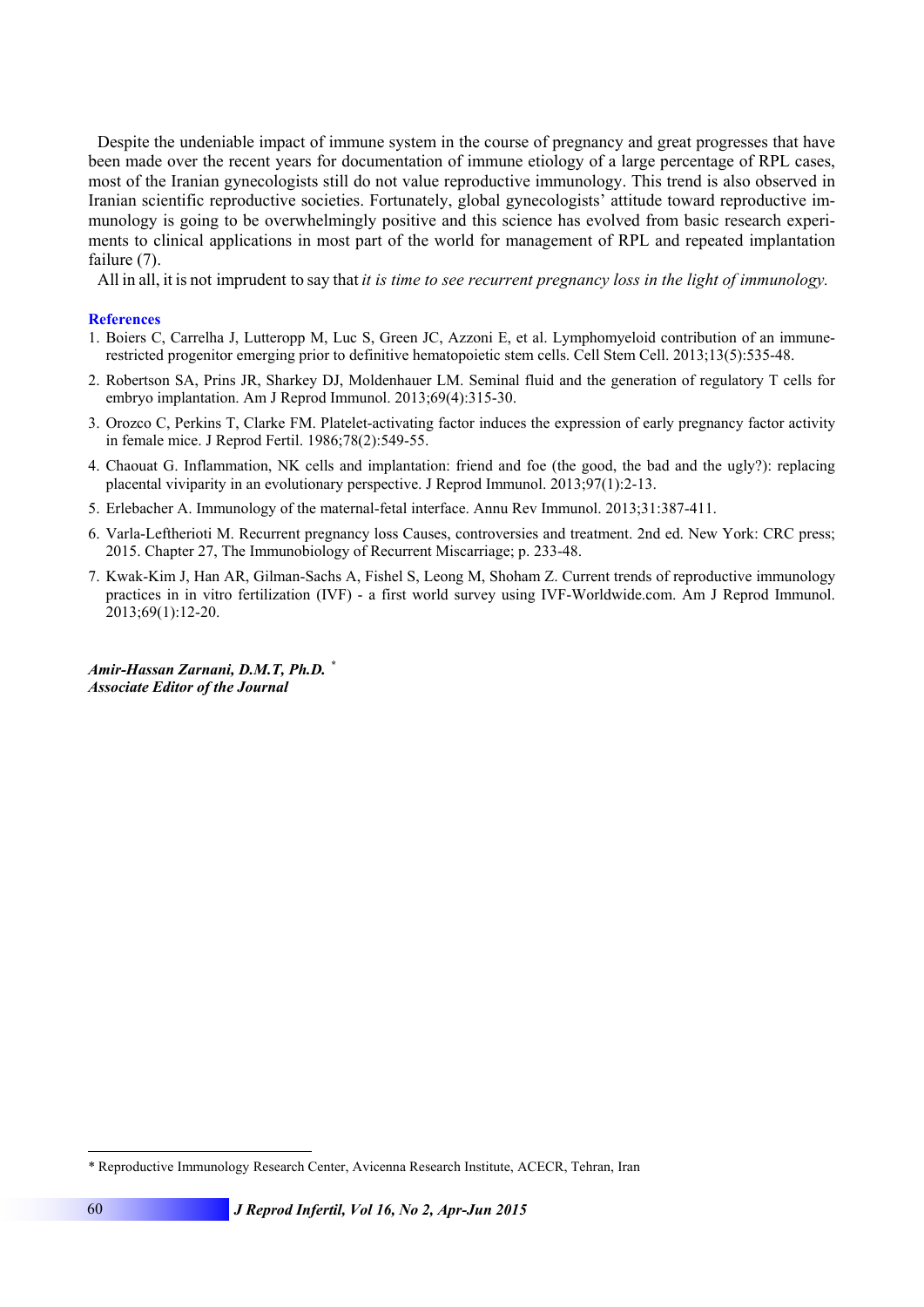Despite the undeniable impact of immune system in the course of pregnancy and great progresses that have been made over the recent years for documentation of immune etiology of a large percentage of RPL cases, most of the Iranian gynecologists still do not value reproductive immunology. This trend is also observed in Iranian scientific reproductive societies. Fortunately, global gynecologists' attitude toward reproductive immunology is going to be overwhelmingly positive and this science has evolved from basic research experiments to clinical applications in most part of the world for management of RPL and repeated implantation failure (7).

All in all, it is not imprudent to say that *it is time to see recurrent pregnancy loss in the light of immunology.*

## References

1. Boiers C, Carrelha J, Lutteropp M, Luc S, Green JC, Azzoni E, et al. Lymphomyeloid contribution of an immune-restricted progenitor emerging prior to definitive hematopoietic stem cells. Cell Stem Cell. 2013;13(5):535-48.
2. Robertson SA, Prins JR, Sharkey DJ, Moldenhauer LM. Seminal fluid and the generation of regulatory T cells for embryo implantation. Am J Reprod Immunol. 2013;69(4):315-30.
3. Orozco C, Perkins T, Clarke FM. Platelet-activating factor induces the expression of early pregnancy factor activity in female mice. J Reprod Fertil. 1986;78(2):549-55.
4. Chaouat G. Inflammation, NK cells and implantation: friend and foe (the good, the bad and the ugly?): replacing placental viviparity in an evolutionary perspective. J Reprod Immunol. 2013;97(1):2-13.
5. Erlebacher A. Immunology of the maternal-fetal interface. Annu Rev Immunol. 2013;31:387-411.
6. Varla-Leftherioti M. Recurrent pregnancy loss Causes, controversies and treatment. 2nd ed. New York: CRC press; 2015. Chapter 27, The Immunobiology of Recurrent Miscarriage; p. 233-48.
7. Kwak-Kim J, Han AR, Gilman-Sachs A, Fishel S, Leong M, Shoham Z. Current trends of reproductive immunology practices in in vitro fertilization (IVF) - a first world survey using IVF-Worldwide.com. Am J Reprod Immunol. 2013;69(1):12-20.

***Amir-Hassan Zarnani, D.M.T, Ph.D.*** *
***Associate Editor of the Journal***

\* Reproductive Immunology Research Center, Avicenna Research Institute, ACECR, Tehran, Iran